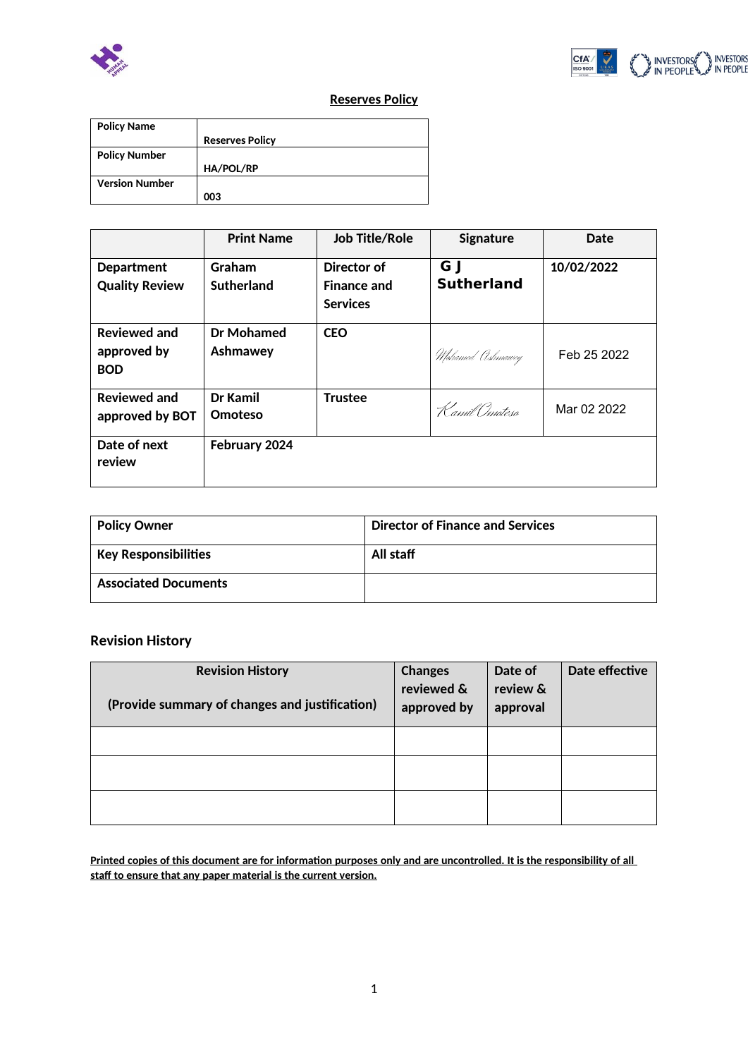# Reserves Policy

| Policy Name | Reserves Policy |
|---|---|
| Policy Number | HA/POL/RP |
| Version Number | 003 |

| | Print Name | Job Title/Role | Signature | Date |
|---|---|---|---|---|
| Department Quality Review | Graham Sutherland | Director of Finance and Services | G J Sutherland | 10/02/2022 |
| Reviewed and approved by BOD | Dr Mohamed Ashmawey | CEO | Mohamed Ashmawey | Feb 25 2022 |
| Reviewed and approved by BOT | Dr Kamil Omoteso | Trustee | Kamil Omoteso | Mar 02 2022 |
| Date of next review | February 2024 | | | |

| Policy Owner | Director of Finance and Services |
|---|---|
| Key Responsibilities | All staff |
| Associated Documents | |

## Revision History

| Revision History (Provide summary of changes and justification) | Changes reviewed & approved by | Date of review & approval | Date effective |
|---|---|---|---|
| | | | |
| | | | |
| | | | |

**Printed copies of this document are for information purposes only and are uncontrolled. It is the responsibility of all staff to ensure that any paper material is the current version.**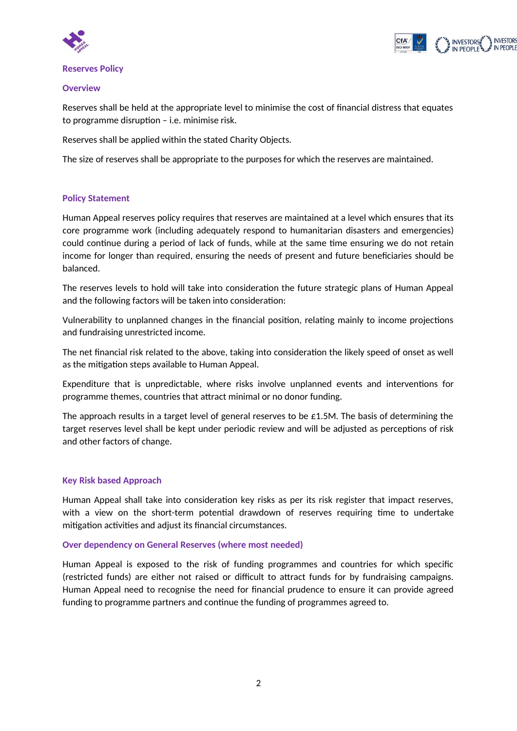## Reserves Policy

### Overview

Reserves shall be held at the appropriate level to minimise the cost of financial distress that equates to programme disruption – i.e. minimise risk.

Reserves shall be applied within the stated Charity Objects.

The size of reserves shall be appropriate to the purposes for which the reserves are maintained.

### Policy Statement

Human Appeal reserves policy requires that reserves are maintained at a level which ensures that its core programme work (including adequately respond to humanitarian disasters and emergencies) could continue during a period of lack of funds, while at the same time ensuring we do not retain income for longer than required, ensuring the needs of present and future beneficiaries should be balanced.

The reserves levels to hold will take into consideration the future strategic plans of Human Appeal and the following factors will be taken into consideration:

Vulnerability to unplanned changes in the financial position, relating mainly to income projections and fundraising unrestricted income.

The net financial risk related to the above, taking into consideration the likely speed of onset as well as the mitigation steps available to Human Appeal.

Expenditure that is unpredictable, where risks involve unplanned events and interventions for programme themes, countries that attract minimal or no donor funding.

The approach results in a target level of general reserves to be £1.5M. The basis of determining the target reserves level shall be kept under periodic review and will be adjusted as perceptions of risk and other factors of change.

### Key Risk based Approach

Human Appeal shall take into consideration key risks as per its risk register that impact reserves, with a view on the short-term potential drawdown of reserves requiring time to undertake mitigation activities and adjust its financial circumstances.

#### Over dependency on General Reserves (where most needed)

Human Appeal is exposed to the risk of funding programmes and countries for which specific (restricted funds) are either not raised or difficult to attract funds for by fundraising campaigns. Human Appeal need to recognise the need for financial prudence to ensure it can provide agreed funding to programme partners and continue the funding of programmes agreed to.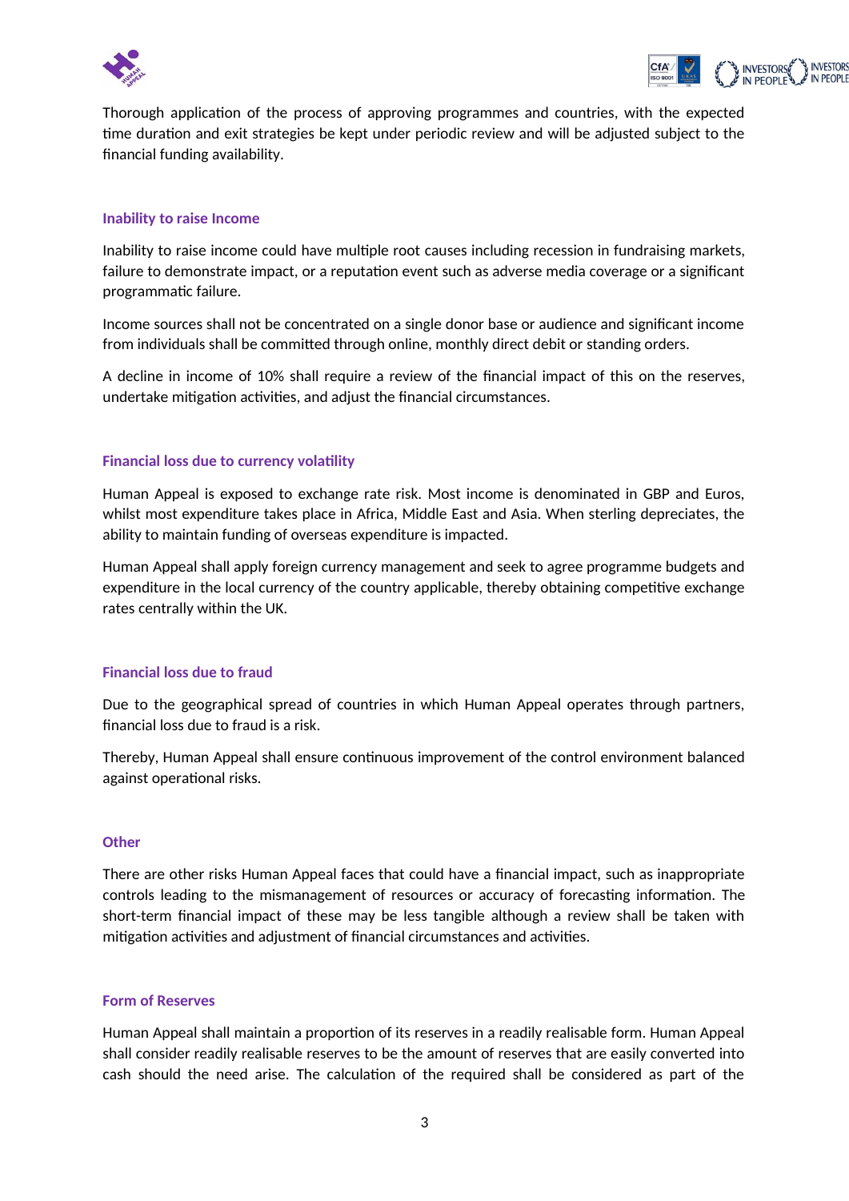Thorough application of the process of approving programmes and countries, with the expected time duration and exit strategies be kept under periodic review and will be adjusted subject to the financial funding availability.

### Inability to raise Income

Inability to raise income could have multiple root causes including recession in fundraising markets, failure to demonstrate impact, or a reputation event such as adverse media coverage or a significant programmatic failure.

Income sources shall not be concentrated on a single donor base or audience and significant income from individuals shall be committed through online, monthly direct debit or standing orders.

A decline in income of 10% shall require a review of the financial impact of this on the reserves, undertake mitigation activities, and adjust the financial circumstances.

### Financial loss due to currency volatility

Human Appeal is exposed to exchange rate risk. Most income is denominated in GBP and Euros, whilst most expenditure takes place in Africa, Middle East and Asia. When sterling depreciates, the ability to maintain funding of overseas expenditure is impacted.

Human Appeal shall apply foreign currency management and seek to agree programme budgets and expenditure in the local currency of the country applicable, thereby obtaining competitive exchange rates centrally within the UK.

### Financial loss due to fraud

Due to the geographical spread of countries in which Human Appeal operates through partners, financial loss due to fraud is a risk.

Thereby, Human Appeal shall ensure continuous improvement of the control environment balanced against operational risks.

### Other

There are other risks Human Appeal faces that could have a financial impact, such as inappropriate controls leading to the mismanagement of resources or accuracy of forecasting information. The short-term financial impact of these may be less tangible although a review shall be taken with mitigation activities and adjustment of financial circumstances and activities.

### Form of Reserves

Human Appeal shall maintain a proportion of its reserves in a readily realisable form. Human Appeal shall consider readily realisable reserves to be the amount of reserves that are easily converted into cash should the need arise. The calculation of the required shall be considered as part of the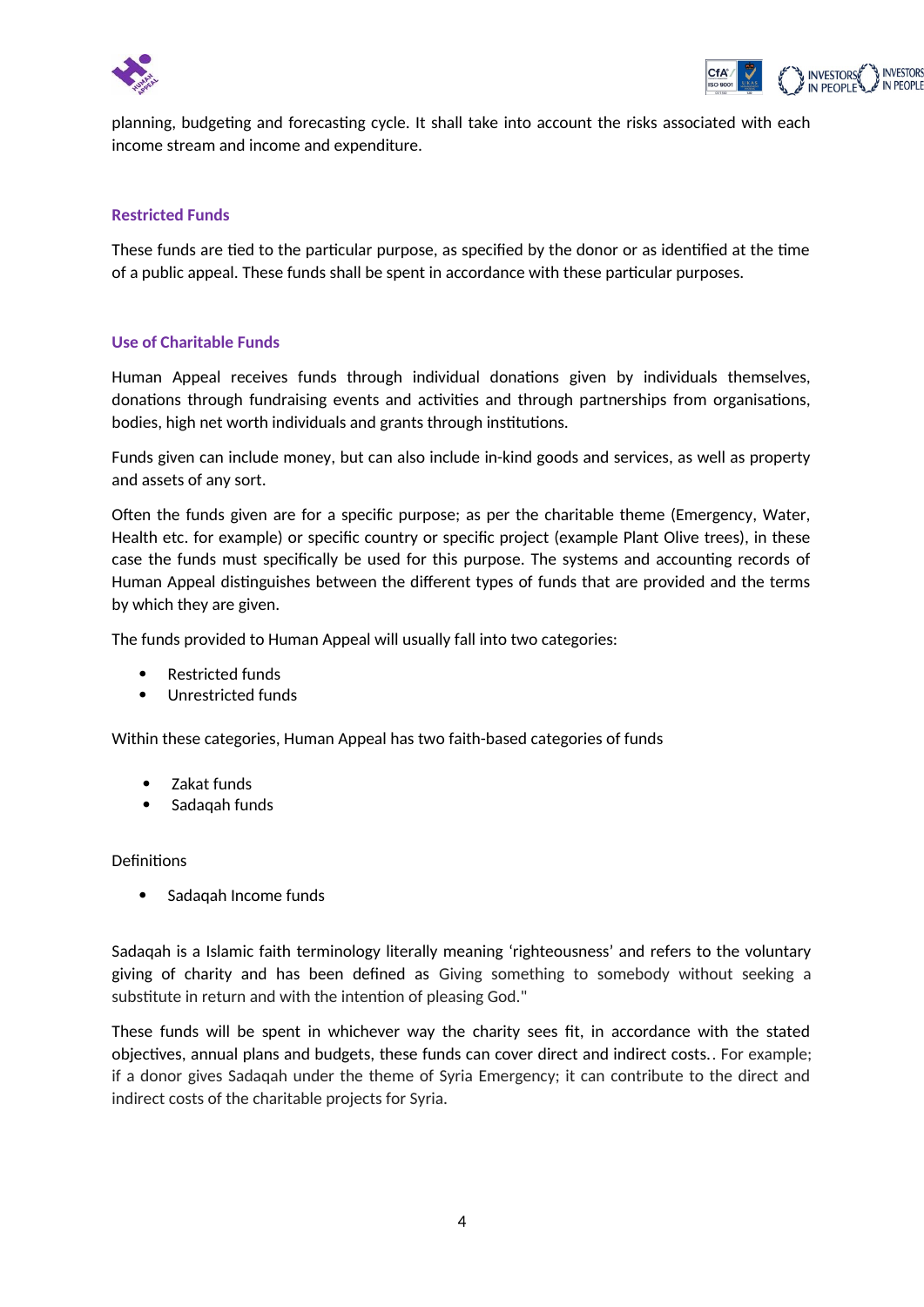planning, budgeting and forecasting cycle. It shall take into account the risks associated with each income stream and income and expenditure.

### Restricted Funds

These funds are tied to the particular purpose, as specified by the donor or as identified at the time of a public appeal. These funds shall be spent in accordance with these particular purposes.

### Use of Charitable Funds

Human Appeal receives funds through individual donations given by individuals themselves, donations through fundraising events and activities and through partnerships from organisations, bodies, high net worth individuals and grants through institutions.

Funds given can include money, but can also include in-kind goods and services, as well as property and assets of any sort.

Often the funds given are for a specific purpose; as per the charitable theme (Emergency, Water, Health etc. for example) or specific country or specific project (example Plant Olive trees), in these case the funds must specifically be used for this purpose. The systems and accounting records of Human Appeal distinguishes between the different types of funds that are provided and the terms by which they are given.

The funds provided to Human Appeal will usually fall into two categories:

- Restricted funds
- Unrestricted funds

Within these categories, Human Appeal has two faith-based categories of funds

- Zakat funds
- Sadaqah funds

Definitions

- Sadaqah Income funds

Sadaqah is a Islamic faith terminology literally meaning 'righteousness' and refers to the voluntary giving of charity and has been defined as Giving something to somebody without seeking a substitute in return and with the intention of pleasing God."

These funds will be spent in whichever way the charity sees fit, in accordance with the stated objectives, annual plans and budgets, these funds can cover direct and indirect costs.. For example; if a donor gives Sadaqah under the theme of Syria Emergency; it can contribute to the direct and indirect costs of the charitable projects for Syria.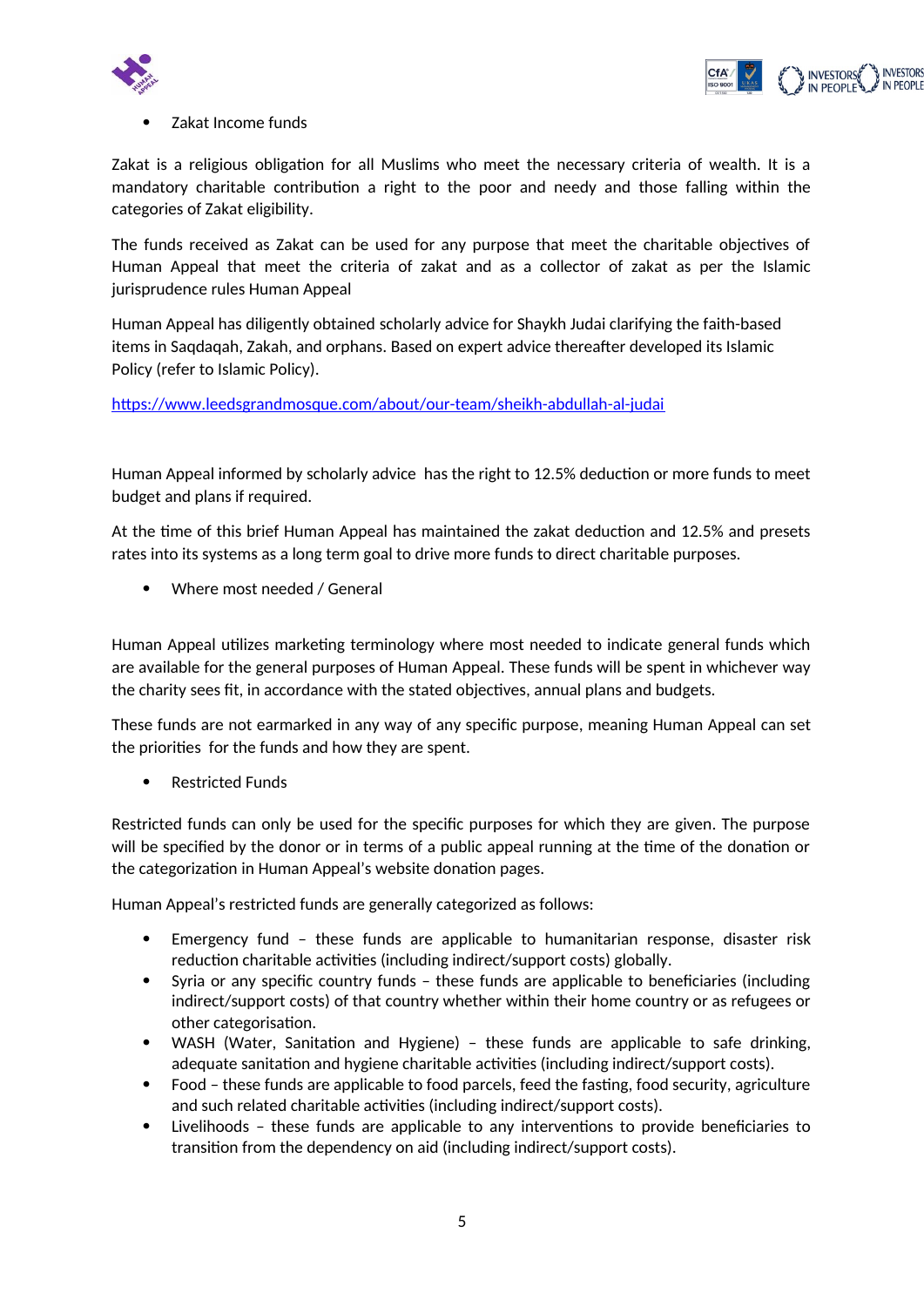- Zakat Income funds

Zakat is a religious obligation for all Muslims who meet the necessary criteria of wealth. It is a mandatory charitable contribution a right to the poor and needy and those falling within the categories of Zakat eligibility.

The funds received as Zakat can be used for any purpose that meet the charitable objectives of Human Appeal that meet the criteria of zakat and as a collector of zakat as per the Islamic jurisprudence rules Human Appeal

Human Appeal has diligently obtained scholarly advice for Shaykh Judai clarifying the faith-based items in Saqdaqah, Zakah, and orphans. Based on expert advice thereafter developed its Islamic Policy (refer to Islamic Policy).

[https://www.leedsgrandmosque.com/about/our-team/sheikh-abdullah-al-judai](https://www.leedsgrandmosque.com/about/our-team/sheikh-abdullah-al-judai)

Human Appeal informed by scholarly advice has the right to 12.5% deduction or more funds to meet budget and plans if required.

At the time of this brief Human Appeal has maintained the zakat deduction and 12.5% and presets rates into its systems as a long term goal to drive more funds to direct charitable purposes.

- Where most needed / General

Human Appeal utilizes marketing terminology where most needed to indicate general funds which are available for the general purposes of Human Appeal. These funds will be spent in whichever way the charity sees fit, in accordance with the stated objectives, annual plans and budgets.

These funds are not earmarked in any way of any specific purpose, meaning Human Appeal can set the priorities for the funds and how they are spent.

- Restricted Funds

Restricted funds can only be used for the specific purposes for which they are given. The purpose will be specified by the donor or in terms of a public appeal running at the time of the donation or the categorization in Human Appeal's website donation pages.

Human Appeal's restricted funds are generally categorized as follows:

- Emergency fund – these funds are applicable to humanitarian response, disaster risk reduction charitable activities (including indirect/support costs) globally.
- Syria or any specific country funds – these funds are applicable to beneficiaries (including indirect/support costs) of that country whether within their home country or as refugees or other categorisation.
- WASH (Water, Sanitation and Hygiene) – these funds are applicable to safe drinking, adequate sanitation and hygiene charitable activities (including indirect/support costs).
- Food – these funds are applicable to food parcels, feed the fasting, food security, agriculture and such related charitable activities (including indirect/support costs).
- Livelihoods – these funds are applicable to any interventions to provide beneficiaries to transition from the dependency on aid (including indirect/support costs).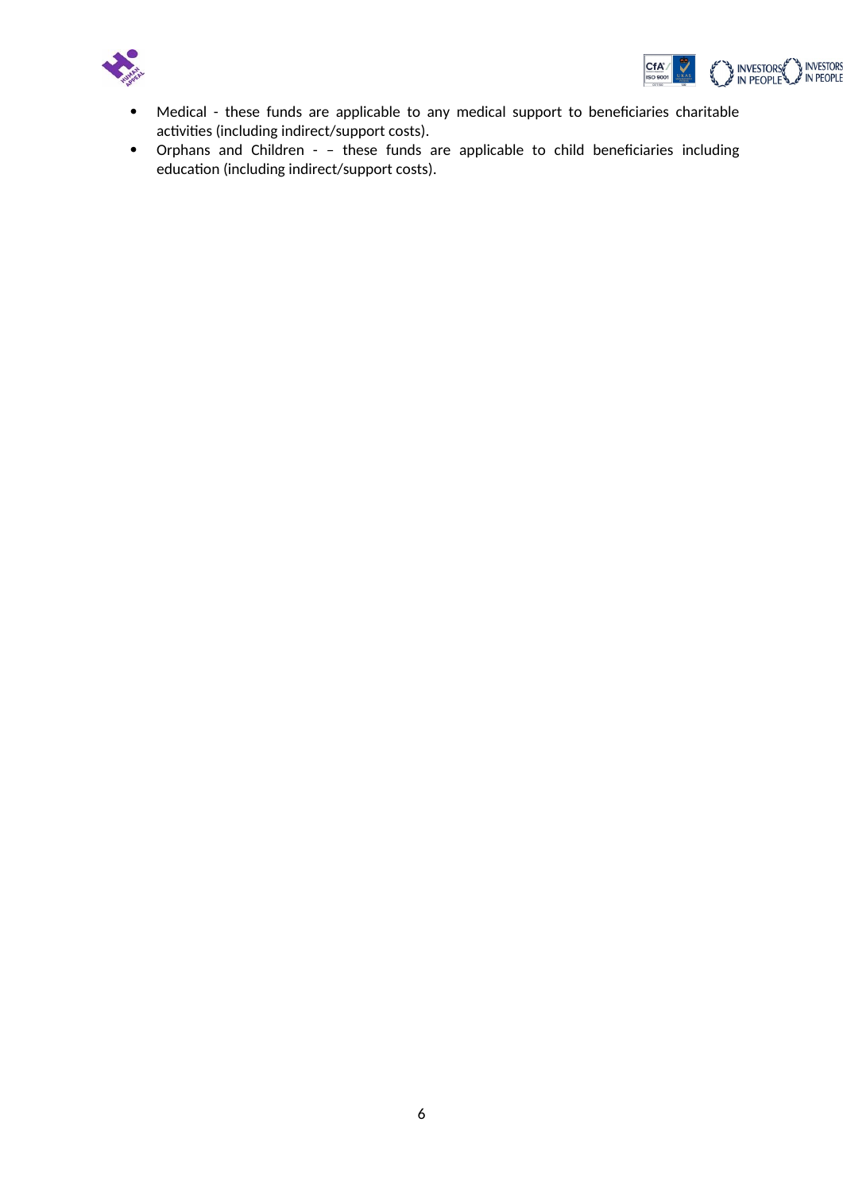- Medical - these funds are applicable to any medical support to beneficiaries charitable activities (including indirect/support costs).
- Orphans and Children - – these funds are applicable to child beneficiaries including education (including indirect/support costs).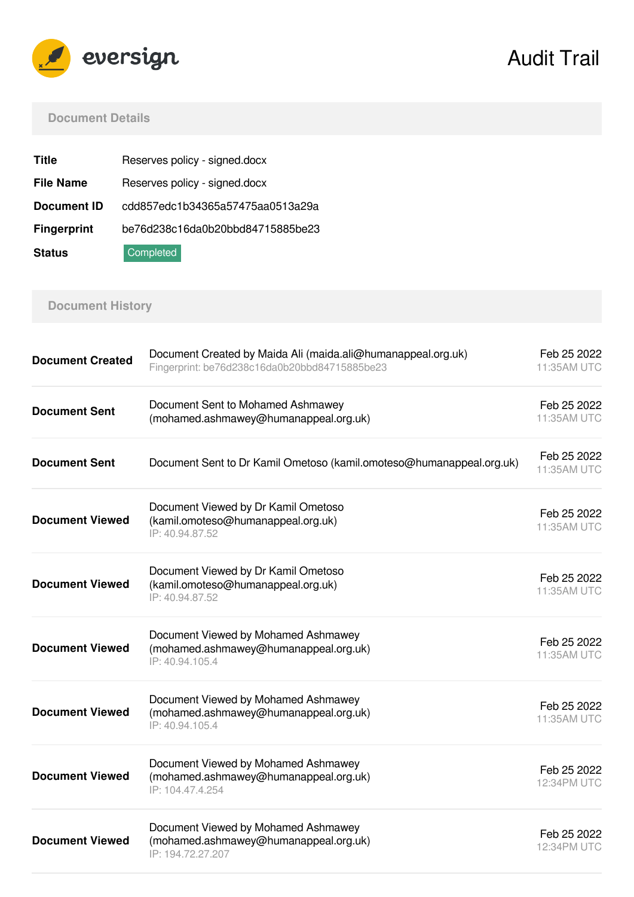eversign

# Audit Trail

## Document Details

| | |
|---|---|
| **Title** | Reserves policy - signed.docx |
| **File Name** | Reserves policy - signed.docx |
| **Document ID** | cdd857edc1b34365a57475aa0513a29a |
| **Fingerprint** | be76d238c16da0b20bbd84715885be23 |
| **Status** | Completed |

## Document History

| Event | Details | Date |
|---|---|---|
| **Document Created** | Document Created by Maida Ali (maida.ali@humanappeal.org.uk)<br>Fingerprint: be76d238c16da0b20bbd84715885be23 | Feb 25 2022<br>11:35AM UTC |
| **Document Sent** | Document Sent to Mohamed Ashmawey (mohamed.ashmawey@humanappeal.org.uk) | Feb 25 2022<br>11:35AM UTC |
| **Document Sent** | Document Sent to Dr Kamil Ometoso (kamil.omoteso@humanappeal.org.uk) | Feb 25 2022<br>11:35AM UTC |
| **Document Viewed** | Document Viewed by Dr Kamil Ometoso (kamil.omoteso@humanappeal.org.uk)<br>IP: 40.94.87.52 | Feb 25 2022<br>11:35AM UTC |
| **Document Viewed** | Document Viewed by Dr Kamil Ometoso (kamil.omoteso@humanappeal.org.uk)<br>IP: 40.94.87.52 | Feb 25 2022<br>11:35AM UTC |
| **Document Viewed** | Document Viewed by Mohamed Ashmawey (mohamed.ashmawey@humanappeal.org.uk)<br>IP: 40.94.105.4 | Feb 25 2022<br>11:35AM UTC |
| **Document Viewed** | Document Viewed by Mohamed Ashmawey (mohamed.ashmawey@humanappeal.org.uk)<br>IP: 40.94.105.4 | Feb 25 2022<br>11:35AM UTC |
| **Document Viewed** | Document Viewed by Mohamed Ashmawey (mohamed.ashmawey@humanappeal.org.uk)<br>IP: 104.47.4.254 | Feb 25 2022<br>12:34PM UTC |
| **Document Viewed** | Document Viewed by Mohamed Ashmawey (mohamed.ashmawey@humanappeal.org.uk)<br>IP: 194.72.27.207 | Feb 25 2022<br>12:34PM UTC |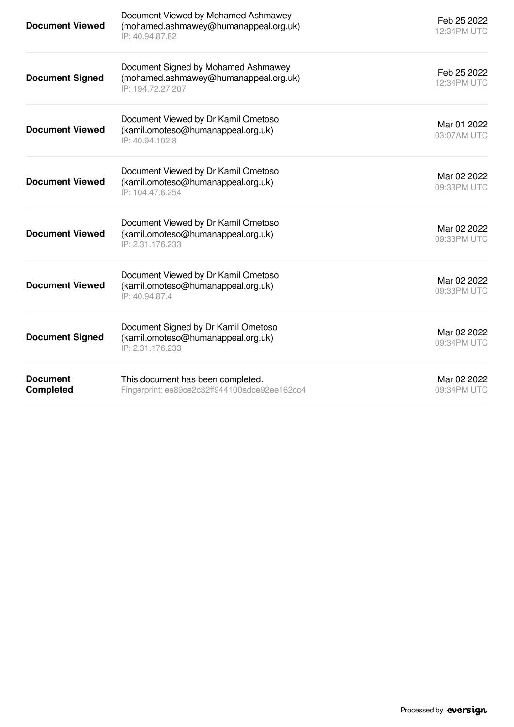| | | |
|---|---|---|
| **Document Viewed** | Document Viewed by Mohamed Ashmawey (mohamed.ashmawey@humanappeal.org.uk) IP: 40.94.87.82 | Feb 25 2022 12:34PM UTC |
| **Document Signed** | Document Signed by Mohamed Ashmawey (mohamed.ashmawey@humanappeal.org.uk) IP: 194.72.27.207 | Feb 25 2022 12:34PM UTC |
| **Document Viewed** | Document Viewed by Dr Kamil Ometoso (kamil.omoteso@humanappeal.org.uk) IP: 40.94.102.8 | Mar 01 2022 03:07AM UTC |
| **Document Viewed** | Document Viewed by Dr Kamil Ometoso (kamil.omoteso@humanappeal.org.uk) IP: 104.47.6.254 | Mar 02 2022 09:33PM UTC |
| **Document Viewed** | Document Viewed by Dr Kamil Ometoso (kamil.omoteso@humanappeal.org.uk) IP: 2.31.176.233 | Mar 02 2022 09:33PM UTC |
| **Document Viewed** | Document Viewed by Dr Kamil Ometoso (kamil.omoteso@humanappeal.org.uk) IP: 40.94.87.4 | Mar 02 2022 09:33PM UTC |
| **Document Signed** | Document Signed by Dr Kamil Ometoso (kamil.omoteso@humanappeal.org.uk) IP: 2.31.176.233 | Mar 02 2022 09:34PM UTC |
| **Document Completed** | This document has been completed. Fingerprint: ee89ce2c32ff944100adce92ee162cc4 | Mar 02 2022 09:34PM UTC |

Processed by eversign